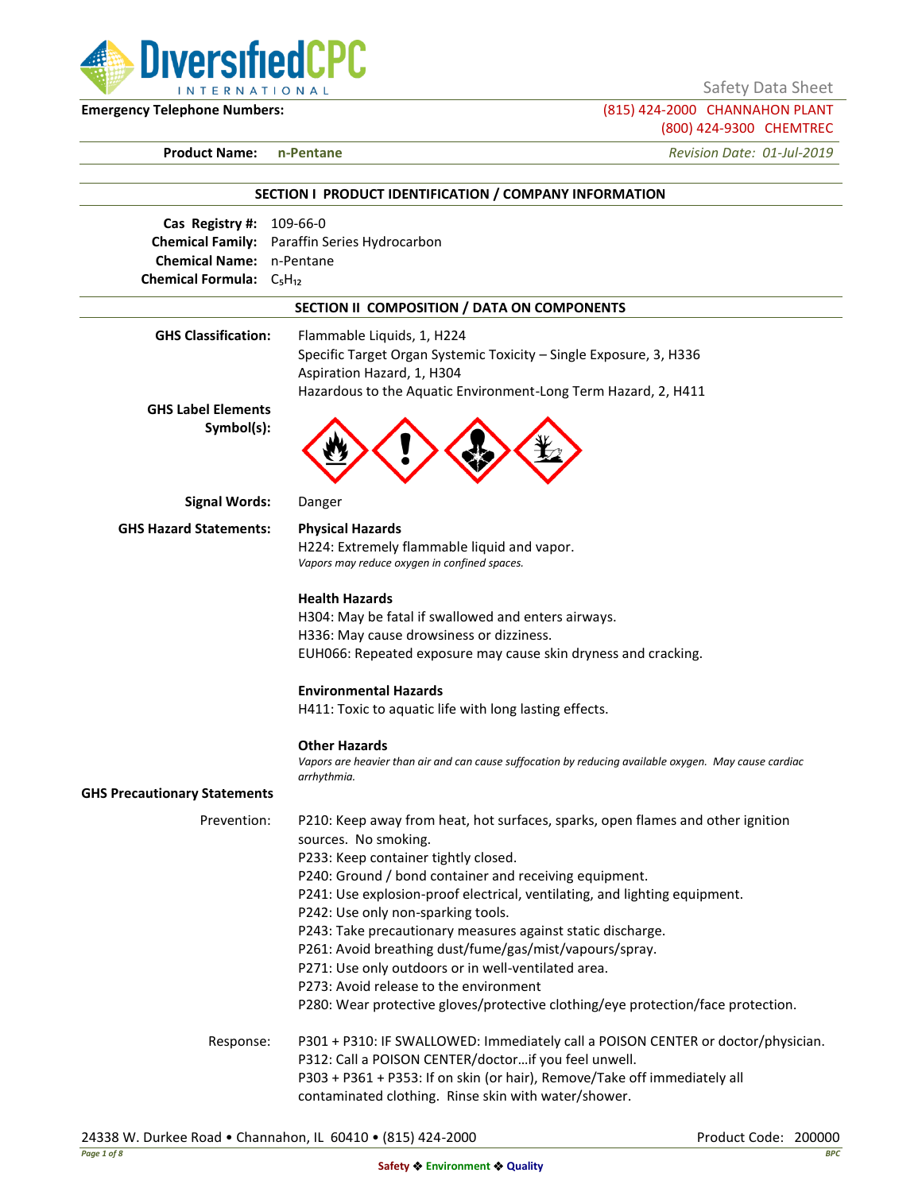Safety Data Sheet

**Emergency Telephone Numbers:** (815) 424-2000 CHANNAHON PLANT
(800) 424-9300 CHEMTREC

**Product Name:** **n-Pentane** *Revision Date: 01-Jul-2019*

## SECTION I PRODUCT IDENTIFICATION / COMPANY INFORMATION

**Cas Registry #:** 109-66-0
**Chemical Family:** Paraffin Series Hydrocarbon
**Chemical Name:** n-Pentane
**Chemical Formula:** $C_5H_{12}$

## SECTION II COMPOSITION / DATA ON COMPONENTS

**GHS Classification:**
Flammable Liquids, 1, H224
Specific Target Organ Systemic Toxicity – Single Exposure, 3, H336
Aspiration Hazard, 1, H304
Hazardous to the Aquatic Environment-Long Term Hazard, 2, H411

**GHS Label Elements Symbol(s):**

**Signal Words:** Danger

**GHS Hazard Statements:**

**Physical Hazards**
H224: Extremely flammable liquid and vapor.
*Vapors may reduce oxygen in confined spaces.*

**Health Hazards**
H304: May be fatal if swallowed and enters airways.
H336: May cause drowsiness or dizziness.
EUH066: Repeated exposure may cause skin dryness and cracking.

**Environmental Hazards**
H411: Toxic to aquatic life with long lasting effects.

**Other Hazards**
*Vapors are heavier than air and can cause suffocation by reducing available oxygen. May cause cardiac arrhythmia.*

**GHS Precautionary Statements**

Prevention:
P210: Keep away from heat, hot surfaces, sparks, open flames and other ignition sources. No smoking.
P233: Keep container tightly closed.
P240: Ground / bond container and receiving equipment.
P241: Use explosion-proof electrical, ventilating, and lighting equipment.
P242: Use only non-sparking tools.
P243: Take precautionary measures against static discharge.
P261: Avoid breathing dust/fume/gas/mist/vapours/spray.
P271: Use only outdoors or in well-ventilated area.
P273: Avoid release to the environment
P280: Wear protective gloves/protective clothing/eye protection/face protection.

Response:
P301 + P310: IF SWALLOWED: Immediately call a POISON CENTER or doctor/physician.
P312: Call a POISON CENTER/doctor…if you feel unwell.
P303 + P361 + P353: If on skin (or hair), Remove/Take off immediately all contaminated clothing. Rinse skin with water/shower.

24338 W. Durkee Road • Channahon, IL 60410 • (815) 424-2000 Product Code: 200000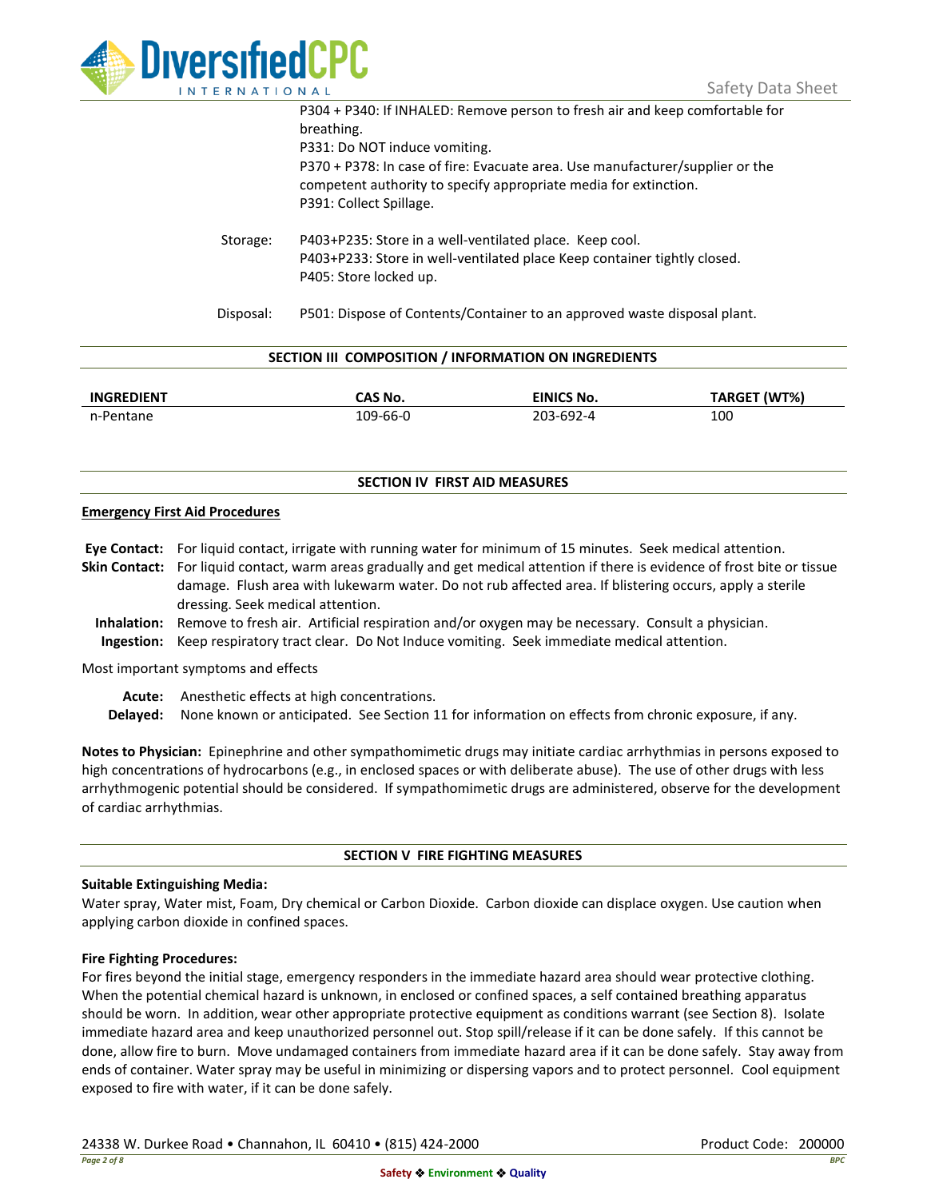P304 + P340: If INHALED: Remove person to fresh air and keep comfortable for breathing.
P331: Do NOT induce vomiting.
P370 + P378: In case of fire: Evacuate area. Use manufacturer/supplier or the competent authority to specify appropriate media for extinction.
P391: Collect Spillage.

Storage: P403+P235: Store in a well-ventilated place. Keep cool.
P403+P233: Store in well-ventilated place Keep container tightly closed.
P405: Store locked up.

Disposal: P501: Dispose of Contents/Container to an approved waste disposal plant.

## SECTION III COMPOSITION / INFORMATION ON INGREDIENTS

| INGREDIENT | CAS No. | EINICS No. | TARGET (WT%) |
|---|---|---|---|
| n-Pentane | 109-66-0 | 203-692-4 | 100 |

## SECTION IV FIRST AID MEASURES

**Emergency First Aid Procedures**

**Eye Contact:** For liquid contact, irrigate with running water for minimum of 15 minutes. Seek medical attention.

**Skin Contact:** For liquid contact, warm areas gradually and get medical attention if there is evidence of frost bite or tissue damage. Flush area with lukewarm water. Do not rub affected area. If blistering occurs, apply a sterile dressing. Seek medical attention.

**Inhalation:** Remove to fresh air. Artificial respiration and/or oxygen may be necessary. Consult a physician.

**Ingestion:** Keep respiratory tract clear. Do Not Induce vomiting. Seek immediate medical attention.

Most important symptoms and effects

**Acute:** Anesthetic effects at high concentrations.

**Delayed:** None known or anticipated. See Section 11 for information on effects from chronic exposure, if any.

**Notes to Physician:** Epinephrine and other sympathomimetic drugs may initiate cardiac arrhythmias in persons exposed to high concentrations of hydrocarbons (e.g., in enclosed spaces or with deliberate abuse). The use of other drugs with less arrhythmogenic potential should be considered. If sympathomimetic drugs are administered, observe for the development of cardiac arrhythmias.

## SECTION V FIRE FIGHTING MEASURES

**Suitable Extinguishing Media:**

Water spray, Water mist, Foam, Dry chemical or Carbon Dioxide. Carbon dioxide can displace oxygen. Use caution when applying carbon dioxide in confined spaces.

**Fire Fighting Procedures:**

For fires beyond the initial stage, emergency responders in the immediate hazard area should wear protective clothing. When the potential chemical hazard is unknown, in enclosed or confined spaces, a self contained breathing apparatus should be worn. In addition, wear other appropriate protective equipment as conditions warrant (see Section 8). Isolate immediate hazard area and keep unauthorized personnel out. Stop spill/release if it can be done safely. If this cannot be done, allow fire to burn. Move undamaged containers from immediate hazard area if it can be done safely. Stay away from ends of container. Water spray may be useful in minimizing or dispersing vapors and to protect personnel. Cool equipment exposed to fire with water, if it can be done safely.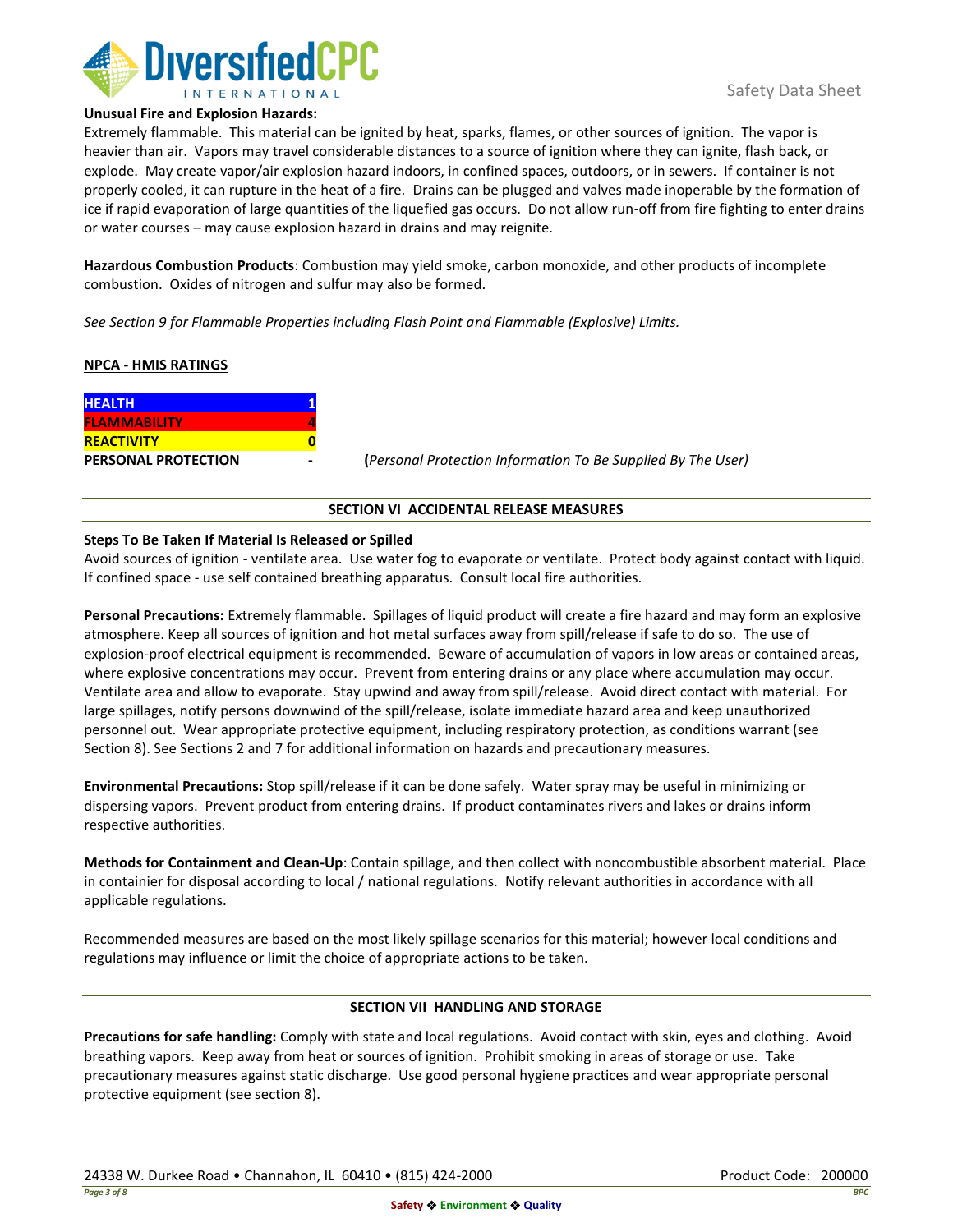**Unusual Fire and Explosion Hazards:**
Extremely flammable. This material can be ignited by heat, sparks, flames, or other sources of ignition. The vapor is heavier than air. Vapors may travel considerable distances to a source of ignition where they can ignite, flash back, or explode. May create vapor/air explosion hazard indoors, in confined spaces, outdoors, or in sewers. If container is not properly cooled, it can rupture in the heat of a fire. Drains can be plugged and valves made inoperable by the formation of ice if rapid evaporation of large quantities of the liquefied gas occurs. Do not allow run-off from fire fighting to enter drains or water courses – may cause explosion hazard in drains and may reignite.

**Hazardous Combustion Products**: Combustion may yield smoke, carbon monoxide, and other products of incomplete combustion. Oxides of nitrogen and sulfur may also be formed.

*See Section 9 for Flammable Properties including Flash Point and Flammable (Explosive) Limits.*

**NPCA - HMIS RATINGS**

| | | |
|---|---|---|
| **HEALTH** | **1** | |
| **FLAMMABILITY** | **4** | |
| **REACTIVITY** | **0** | |
| **PERSONAL PROTECTION** | **-** | (*Personal Protection Information To Be Supplied By The User)* |

## SECTION VI ACCIDENTAL RELEASE MEASURES

**Steps To Be Taken If Material Is Released or Spilled**
Avoid sources of ignition - ventilate area. Use water fog to evaporate or ventilate. Protect body against contact with liquid. If confined space - use self contained breathing apparatus. Consult local fire authorities.

**Personal Precautions:** Extremely flammable. Spillages of liquid product will create a fire hazard and may form an explosive atmosphere. Keep all sources of ignition and hot metal surfaces away from spill/release if safe to do so. The use of explosion-proof electrical equipment is recommended. Beware of accumulation of vapors in low areas or contained areas, where explosive concentrations may occur. Prevent from entering drains or any place where accumulation may occur. Ventilate area and allow to evaporate. Stay upwind and away from spill/release. Avoid direct contact with material. For large spillages, notify persons downwind of the spill/release, isolate immediate hazard area and keep unauthorized personnel out. Wear appropriate protective equipment, including respiratory protection, as conditions warrant (see Section 8). See Sections 2 and 7 for additional information on hazards and precautionary measures.

**Environmental Precautions:** Stop spill/release if it can be done safely. Water spray may be useful in minimizing or dispersing vapors. Prevent product from entering drains. If product contaminates rivers and lakes or drains inform respective authorities.

**Methods for Containment and Clean-Up**: Contain spillage, and then collect with noncombustible absorbent material. Place in containier for disposal according to local / national regulations. Notify relevant authorities in accordance with all applicable regulations.

Recommended measures are based on the most likely spillage scenarios for this material; however local conditions and regulations may influence or limit the choice of appropriate actions to be taken.

## SECTION VII HANDLING AND STORAGE

**Precautions for safe handling:** Comply with state and local regulations. Avoid contact with skin, eyes and clothing. Avoid breathing vapors. Keep away from heat or sources of ignition. Prohibit smoking in areas of storage or use. Take precautionary measures against static discharge. Use good personal hygiene practices and wear appropriate personal protective equipment (see section 8).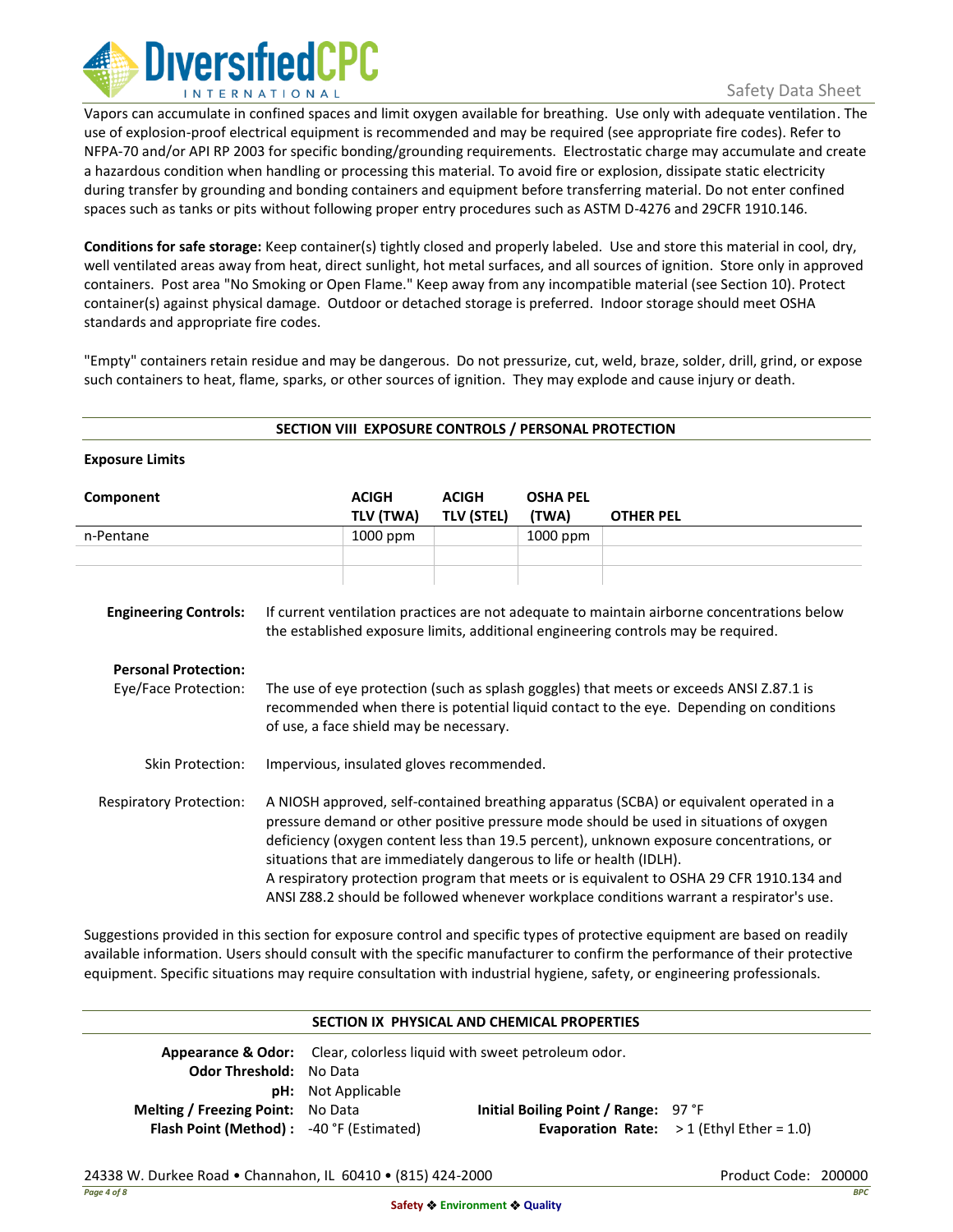Vapors can accumulate in confined spaces and limit oxygen available for breathing. Use only with adequate ventilation. The use of explosion-proof electrical equipment is recommended and may be required (see appropriate fire codes). Refer to NFPA-70 and/or API RP 2003 for specific bonding/grounding requirements. Electrostatic charge may accumulate and create a hazardous condition when handling or processing this material. To avoid fire or explosion, dissipate static electricity during transfer by grounding and bonding containers and equipment before transferring material. Do not enter confined spaces such as tanks or pits without following proper entry procedures such as ASTM D-4276 and 29CFR 1910.146.

**Conditions for safe storage:** Keep container(s) tightly closed and properly labeled. Use and store this material in cool, dry, well ventilated areas away from heat, direct sunlight, hot metal surfaces, and all sources of ignition. Store only in approved containers. Post area "No Smoking or Open Flame." Keep away from any incompatible material (see Section 10). Protect container(s) against physical damage. Outdoor or detached storage is preferred. Indoor storage should meet OSHA standards and appropriate fire codes.

"Empty" containers retain residue and may be dangerous. Do not pressurize, cut, weld, braze, solder, drill, grind, or expose such containers to heat, flame, sparks, or other sources of ignition. They may explode and cause injury or death.

## SECTION VIII EXPOSURE CONTROLS / PERSONAL PROTECTION

**Exposure Limits**

| Component | ACIGH TLV (TWA) | ACIGH TLV (STEL) | OSHA PEL (TWA) | OTHER PEL |
|---|---|---|---|---|
| n-Pentane | 1000 ppm | | 1000 ppm | |
| | | | | |
| | | | | |

**Engineering Controls:** If current ventilation practices are not adequate to maintain airborne concentrations below the established exposure limits, additional engineering controls may be required.

**Personal Protection:**

Eye/Face Protection: The use of eye protection (such as splash goggles) that meets or exceeds ANSI Z.87.1 is recommended when there is potential liquid contact to the eye. Depending on conditions of use, a face shield may be necessary.

Skin Protection: Impervious, insulated gloves recommended.

Respiratory Protection: A NIOSH approved, self-contained breathing apparatus (SCBA) or equivalent operated in a pressure demand or other positive pressure mode should be used in situations of oxygen deficiency (oxygen content less than 19.5 percent), unknown exposure concentrations, or situations that are immediately dangerous to life or health (IDLH).
A respiratory protection program that meets or is equivalent to OSHA 29 CFR 1910.134 and ANSI Z88.2 should be followed whenever workplace conditions warrant a respirator's use.

Suggestions provided in this section for exposure control and specific types of protective equipment are based on readily available information. Users should consult with the specific manufacturer to confirm the performance of their protective equipment. Specific situations may require consultation with industrial hygiene, safety, or engineering professionals.

## SECTION IX PHYSICAL AND CHEMICAL PROPERTIES

**Appearance & Odor:** Clear, colorless liquid with sweet petroleum odor.

**Odor Threshold:** No Data

**pH:** Not Applicable

**Melting / Freezing Point:** No Data

**Initial Boiling Point / Range:** 97 °F

**Flash Point (Method) :** -40 °F (Estimated)

**Evaporation Rate:** > 1 (Ethyl Ether = 1.0)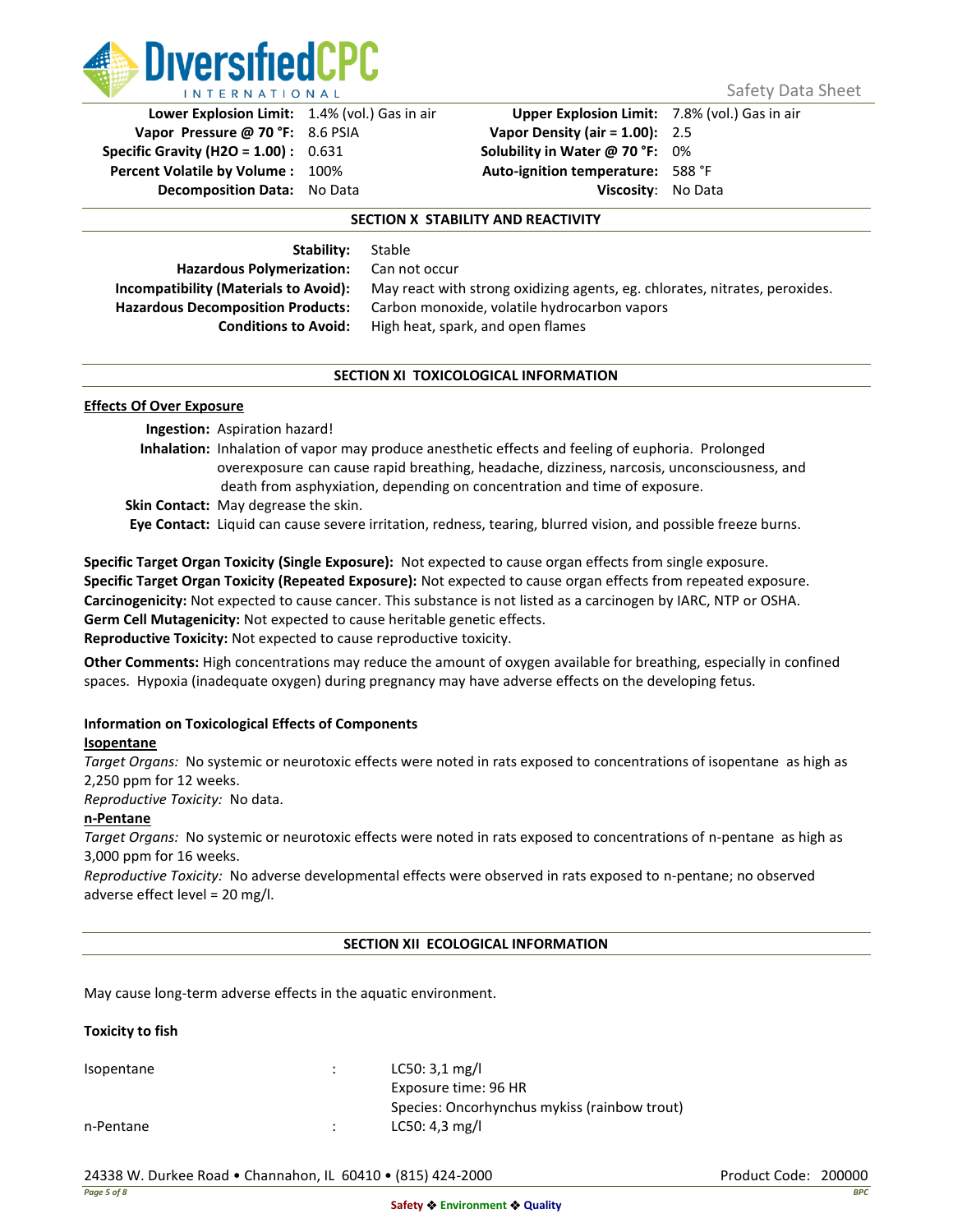| | | | |
|---|---|---|---|
| **Lower Explosion Limit:** | 1.4% (vol.) Gas in air | **Upper Explosion Limit:** | 7.8% (vol.) Gas in air |
| **Vapor Pressure @ 70 °F:** | 8.6 PSIA | **Vapor Density (air = 1.00):** | 2.5 |
| **Specific Gravity (H2O = 1.00) :** | 0.631 | **Solubility in Water @ 70 °F:** | 0% |
| **Percent Volatile by Volume :** | 100% | **Auto-ignition temperature:** | 588 °F |
| **Decomposition Data:** | No Data | **Viscosity:** | No Data |

## SECTION X STABILITY AND REACTIVITY

**Stability:** Stable

**Hazardous Polymerization:** Can not occur

**Incompatibility (Materials to Avoid):** May react with strong oxidizing agents, eg. chlorates, nitrates, peroxides.

**Hazardous Decomposition Products:** Carbon monoxide, volatile hydrocarbon vapors

**Conditions to Avoid:** High heat, spark, and open flames

## SECTION XI TOXICOLOGICAL INFORMATION

**Effects Of Over Exposure**

**Ingestion:** Aspiration hazard!

**Inhalation:** Inhalation of vapor may produce anesthetic effects and feeling of euphoria. Prolonged overexposure can cause rapid breathing, headache, dizziness, narcosis, unconsciousness, and death from asphyxiation, depending on concentration and time of exposure.

**Skin Contact:** May degrease the skin.

**Eye Contact:** Liquid can cause severe irritation, redness, tearing, blurred vision, and possible freeze burns.

**Specific Target Organ Toxicity (Single Exposure):** Not expected to cause organ effects from single exposure.
**Specific Target Organ Toxicity (Repeated Exposure):** Not expected to cause organ effects from repeated exposure.
**Carcinogenicity:** Not expected to cause cancer. This substance is not listed as a carcinogen by IARC, NTP or OSHA.
**Germ Cell Mutagenicity:** Not expected to cause heritable genetic effects.
**Reproductive Toxicity:** Not expected to cause reproductive toxicity.

**Other Comments:** High concentrations may reduce the amount of oxygen available for breathing, especially in confined spaces. Hypoxia (inadequate oxygen) during pregnancy may have adverse effects on the developing fetus.

**Information on Toxicological Effects of Components**

**Isopentane**

*Target Organs:* No systemic or neurotoxic effects were noted in rats exposed to concentrations of isopentane as high as 2,250 ppm for 12 weeks.

*Reproductive Toxicity:* No data.

**n-Pentane**

*Target Organs:* No systemic or neurotoxic effects were noted in rats exposed to concentrations of n-pentane as high as 3,000 ppm for 16 weeks.

*Reproductive Toxicity:* No adverse developmental effects were observed in rats exposed to n-pentane; no observed adverse effect level = 20 mg/l.

## SECTION XII ECOLOGICAL INFORMATION

May cause long-term adverse effects in the aquatic environment.

**Toxicity to fish**

| | | |
|---|---|---|
| Isopentane | : | LC50: 3,1 mg/l<br>Exposure time: 96 HR<br>Species: Oncorhynchus mykiss (rainbow trout) |
| n-Pentane | : | LC50: 4,3 mg/l |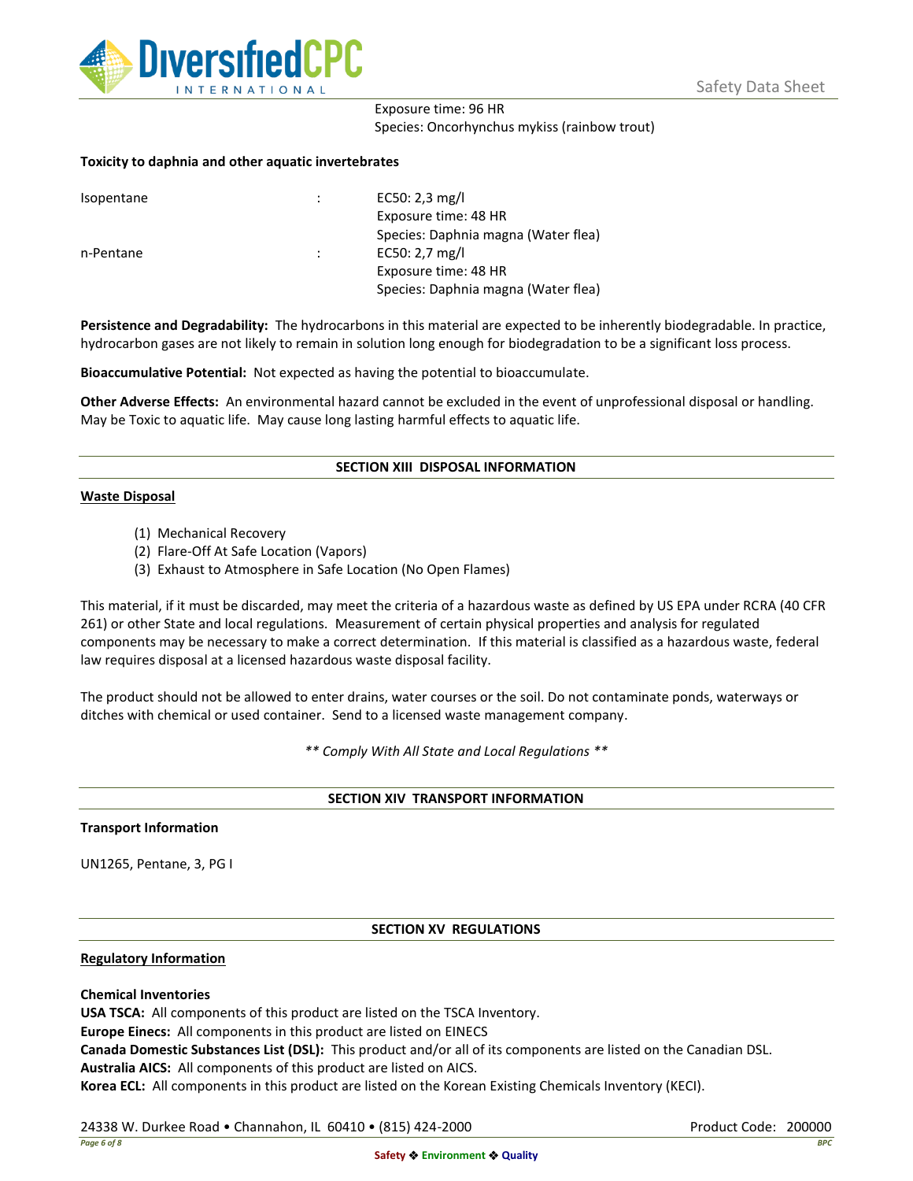Exposure time: 96 HR
Species: Oncorhynchus mykiss (rainbow trout)

**Toxicity to daphnia and other aquatic invertebrates**

| | | |
|---|---|---|
| Isopentane | : | EC50: 2,3 mg/l<br>Exposure time: 48 HR<br>Species: Daphnia magna (Water flea) |
| n-Pentane | : | EC50: 2,7 mg/l<br>Exposure time: 48 HR<br>Species: Daphnia magna (Water flea) |

**Persistence and Degradability:** The hydrocarbons in this material are expected to be inherently biodegradable. In practice, hydrocarbon gases are not likely to remain in solution long enough for biodegradation to be a significant loss process.

**Bioaccumulative Potential:** Not expected as having the potential to bioaccumulate.

**Other Adverse Effects:** An environmental hazard cannot be excluded in the event of unprofessional disposal or handling. May be Toxic to aquatic life. May cause long lasting harmful effects to aquatic life.

## SECTION XIII DISPOSAL INFORMATION

**Waste Disposal**

(1) Mechanical Recovery
(2) Flare-Off At Safe Location (Vapors)
(3) Exhaust to Atmosphere in Safe Location (No Open Flames)

This material, if it must be discarded, may meet the criteria of a hazardous waste as defined by US EPA under RCRA (40 CFR 261) or other State and local regulations. Measurement of certain physical properties and analysis for regulated components may be necessary to make a correct determination. If this material is classified as a hazardous waste, federal law requires disposal at a licensed hazardous waste disposal facility.

The product should not be allowed to enter drains, water courses or the soil. Do not contaminate ponds, waterways or ditches with chemical or used container. Send to a licensed waste management company.

*\*\* Comply With All State and Local Regulations \*\**

## SECTION XIV TRANSPORT INFORMATION

**Transport Information**

UN1265, Pentane, 3, PG I

## SECTION XV REGULATIONS

**Regulatory Information**

**Chemical Inventories**
**USA TSCA:** All components of this product are listed on the TSCA Inventory.
**Europe Einecs:** All components in this product are listed on EINECS
**Canada Domestic Substances List (DSL):** This product and/or all of its components are listed on the Canadian DSL.
**Australia AICS:** All components of this product are listed on AICS.
**Korea ECL:** All components in this product are listed on the Korean Existing Chemicals Inventory (KECI).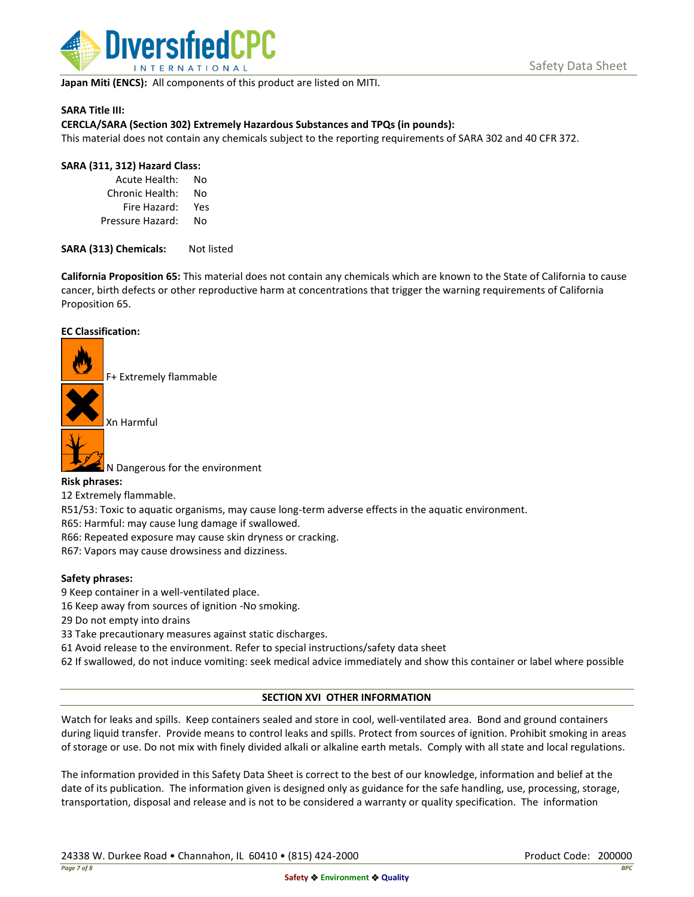**Japan Miti (ENCS):** All components of this product are listed on MITI.

**SARA Title III:**

**CERCLA/SARA (Section 302) Extremely Hazardous Substances and TPQs (in pounds):**

This material does not contain any chemicals subject to the reporting requirements of SARA 302 and 40 CFR 372.

**SARA (311, 312) Hazard Class:**

| | |
|---|---|
| Acute Health: | No |
| Chronic Health: | No |
| Fire Hazard: | Yes |
| Pressure Hazard: | No |

**SARA (313) Chemicals:** Not listed

**California Proposition 65:** This material does not contain any chemicals which are known to the State of California to cause cancer, birth defects or other reproductive harm at concentrations that trigger the warning requirements of California Proposition 65.

**EC Classification:**

F+ Extremely flammable

Xn Harmful

N Dangerous for the environment

**Risk phrases:**

12 Extremely flammable.

R51/53: Toxic to aquatic organisms, may cause long-term adverse effects in the aquatic environment.

R65: Harmful: may cause lung damage if swallowed.

R66: Repeated exposure may cause skin dryness or cracking.

R67: Vapors may cause drowsiness and dizziness.

**Safety phrases:**

9 Keep container in a well-ventilated place.

16 Keep away from sources of ignition -No smoking.

29 Do not empty into drains

33 Take precautionary measures against static discharges.

61 Avoid release to the environment. Refer to special instructions/safety data sheet

62 If swallowed, do not induce vomiting: seek medical advice immediately and show this container or label where possible

## SECTION XVI OTHER INFORMATION

Watch for leaks and spills. Keep containers sealed and store in cool, well-ventilated area. Bond and ground containers during liquid transfer. Provide means to control leaks and spills. Protect from sources of ignition. Prohibit smoking in areas of storage or use. Do not mix with finely divided alkali or alkaline earth metals. Comply with all state and local regulations.

The information provided in this Safety Data Sheet is correct to the best of our knowledge, information and belief at the date of its publication. The information given is designed only as guidance for the safe handling, use, processing, storage, transportation, disposal and release and is not to be considered a warranty or quality specification. The information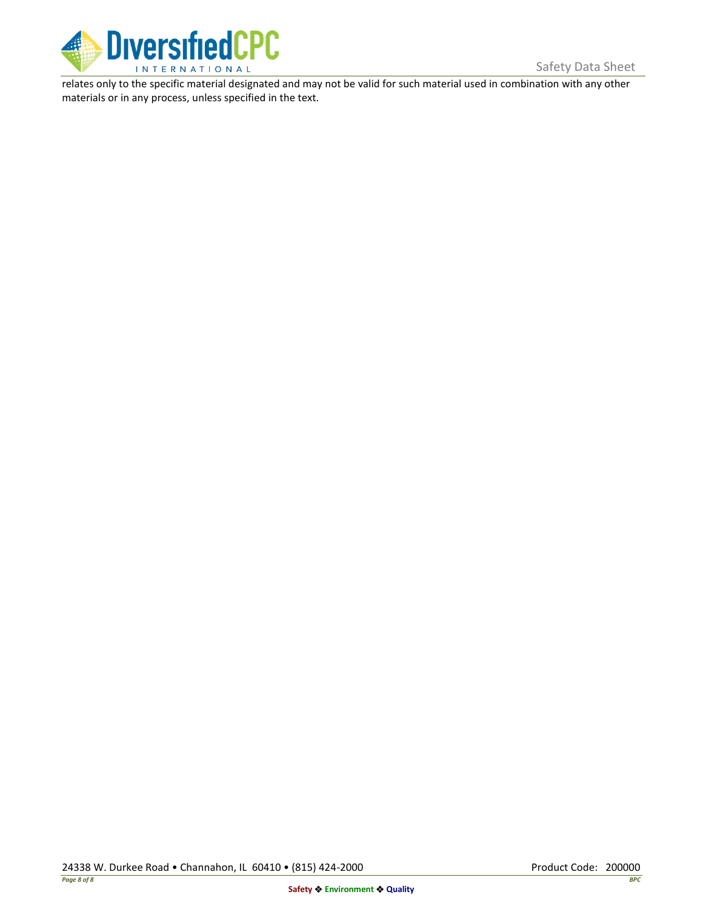relates only to the specific material designated and may not be valid for such material used in combination with any other materials or in any process, unless specified in the text.